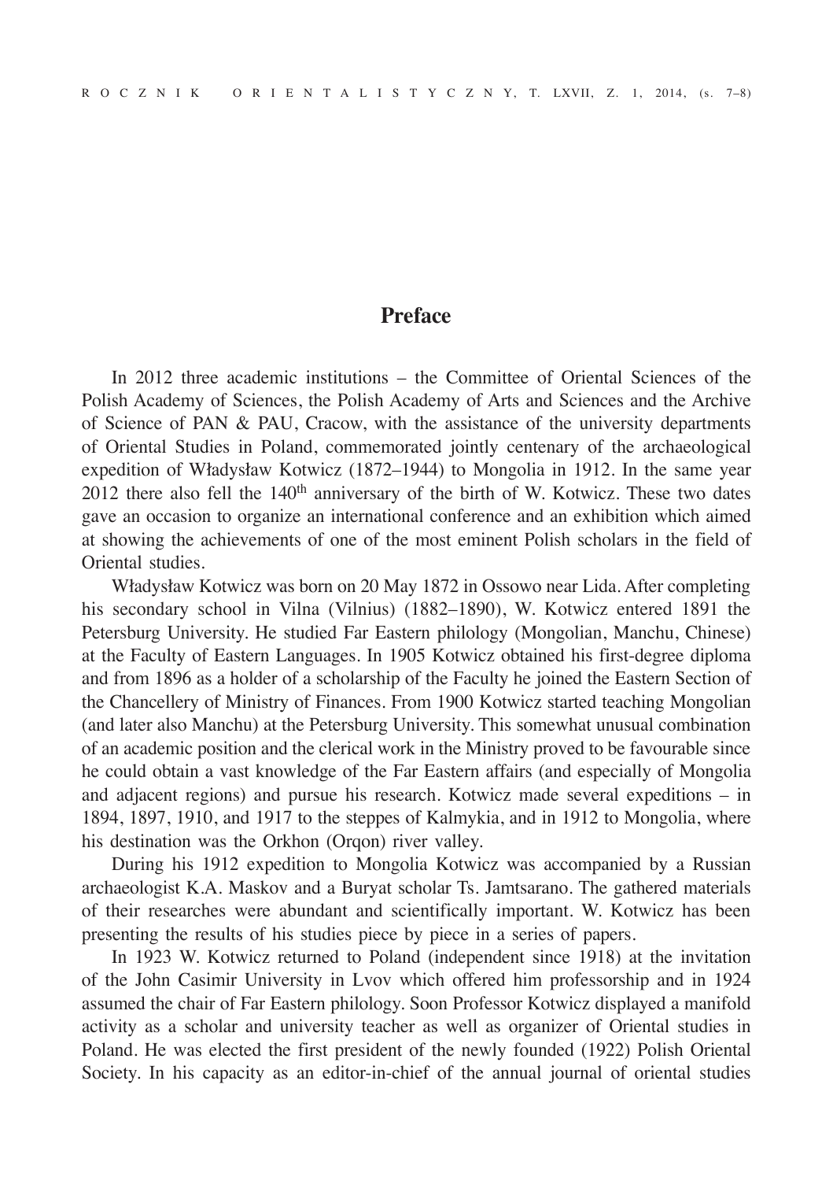# Preface

In 2012 three academic institutions – the Committee of Oriental Sciences of the Polish Academy of Sciences, the Polish Academy of Arts and Sciences and the Archive of Science of PAN & PAU, Cracow, with the assistance of the university departments of Oriental Studies in Poland, commemorated jointly centenary of the archaeological expedition of Władysław Kotwicz (1872–1944) to Mongolia in 1912. In the same year 2012 there also fell the $140^{th}$ anniversary of the birth of W. Kotwicz. These two dates gave an occasion to organize an international conference and an exhibition which aimed at showing the achievements of one of the most eminent Polish scholars in the field of Oriental studies.

Władysław Kotwicz was born on 20 May 1872 in Ossowo near Lida. After completing his secondary school in Vilna (Vilnius) (1882–1890), W. Kotwicz entered 1891 the Petersburg University. He studied Far Eastern philology (Mongolian, Manchu, Chinese) at the Faculty of Eastern Languages. In 1905 Kotwicz obtained his first-degree diploma and from 1896 as a holder of a scholarship of the Faculty he joined the Eastern Section of the Chancellery of Ministry of Finances. From 1900 Kotwicz started teaching Mongolian (and later also Manchu) at the Petersburg University. This somewhat unusual combination of an academic position and the clerical work in the Ministry proved to be favourable since he could obtain a vast knowledge of the Far Eastern affairs (and especially of Mongolia and adjacent regions) and pursue his research. Kotwicz made several expeditions – in 1894, 1897, 1910, and 1917 to the steppes of Kalmykia, and in 1912 to Mongolia, where his destination was the Orkhon (Orqon) river valley.

During his 1912 expedition to Mongolia Kotwicz was accompanied by a Russian archaeologist K.A. Maskov and a Buryat scholar Ts. Jamtsarano. The gathered materials of their researches were abundant and scientifically important. W. Kotwicz has been presenting the results of his studies piece by piece in a series of papers.

In 1923 W. Kotwicz returned to Poland (independent since 1918) at the invitation of the John Casimir University in Lvov which offered him professorship and in 1924 assumed the chair of Far Eastern philology. Soon Professor Kotwicz displayed a manifold activity as a scholar and university teacher as well as organizer of Oriental studies in Poland. He was elected the first president of the newly founded (1922) Polish Oriental Society. In his capacity as an editor-in-chief of the annual journal of oriental studies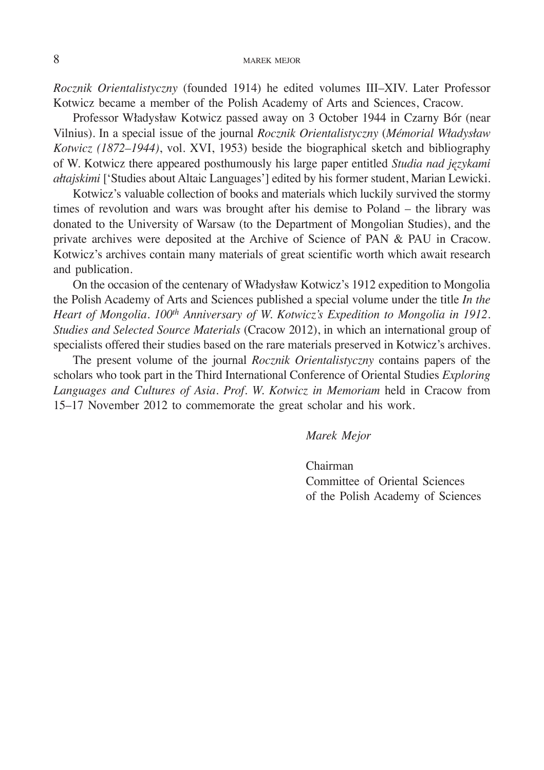*Rocznik Orientalistyczny* (founded 1914) he edited volumes III–XIV. Later Professor Kotwicz became a member of the Polish Academy of Arts and Sciences, Cracow.

Professor Władysław Kotwicz passed away on 3 October 1944 in Czarny Bór (near Vilnius). In a special issue of the journal *Rocznik Orientalistyczny* (*Mémorial Władysław Kotwicz (1872–1944)*, vol. XVI, 1953) beside the biographical sketch and bibliography of W. Kotwicz there appeared posthumously his large paper entitled *Studia nad językami ałtajskimi* ['Studies about Altaic Languages'] edited by his former student, Marian Lewicki.

Kotwicz's valuable collection of books and materials which luckily survived the stormy times of revolution and wars was brought after his demise to Poland – the library was donated to the University of Warsaw (to the Department of Mongolian Studies), and the private archives were deposited at the Archive of Science of PAN & PAU in Cracow. Kotwicz's archives contain many materials of great scientific worth which await research and publication.

On the occasion of the centenary of Władysław Kotwicz's 1912 expedition to Mongolia the Polish Academy of Arts and Sciences published a special volume under the title *In the Heart of Mongolia. 100th Anniversary of W. Kotwicz's Expedition to Mongolia in 1912. Studies and Selected Source Materials* (Cracow 2012), in which an international group of specialists offered their studies based on the rare materials preserved in Kotwicz's archives.

The present volume of the journal *Rocznik Orientalistyczny* contains papers of the scholars who took part in the Third International Conference of Oriental Studies *Exploring Languages and Cultures of Asia. Prof. W. Kotwicz in Memoriam* held in Cracow from 15–17 November 2012 to commemorate the great scholar and his work.

*Marek Mejor*

Chairman
Committee of Oriental Sciences
of the Polish Academy of Sciences